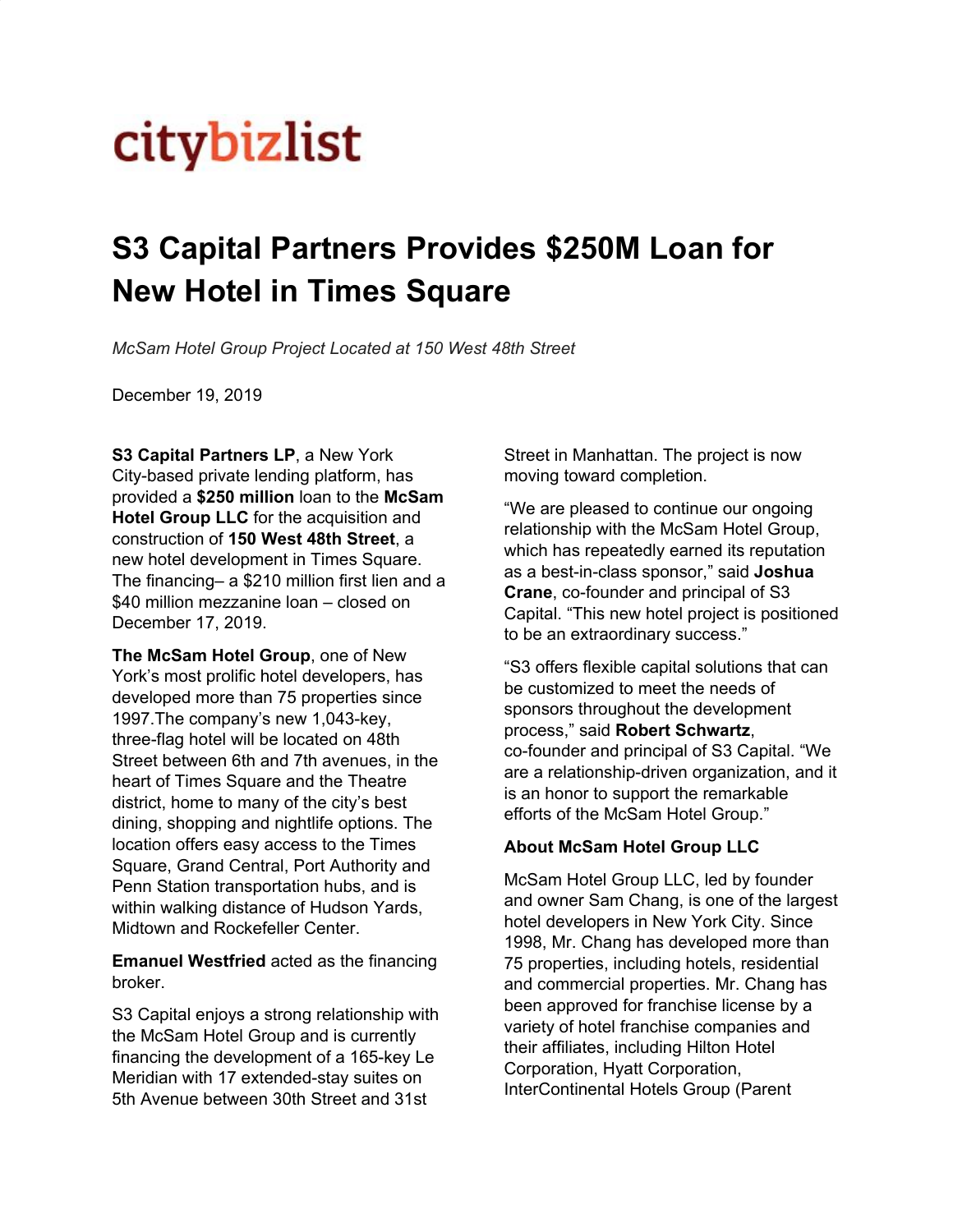citybizlist

# S3 Capital Partners Provides $250M Loan for New Hotel in Times Square

*McSam Hotel Group Project Located at 150 West 48th Street*

December 19, 2019

**S3 Capital Partners LP**, a New York City-based private lending platform, has provided a **$250 million** loan to the **McSam Hotel Group LLC** for the acquisition and construction of **150 West 48th Street**, a new hotel development in Times Square. The financing– a $210 million first lien and a $40 million mezzanine loan – closed on December 17, 2019.

**The McSam Hotel Group**, one of New York's most prolific hotel developers, has developed more than 75 properties since 1997.The company's new 1,043-key, three-flag hotel will be located on 48th Street between 6th and 7th avenues, in the heart of Times Square and the Theatre district, home to many of the city's best dining, shopping and nightlife options. The location offers easy access to the Times Square, Grand Central, Port Authority and Penn Station transportation hubs, and is within walking distance of Hudson Yards, Midtown and Rockefeller Center.

**Emanuel Westfried** acted as the financing broker.

S3 Capital enjoys a strong relationship with the McSam Hotel Group and is currently financing the development of a 165-key Le Meridian with 17 extended-stay suites on 5th Avenue between 30th Street and 31st Street in Manhattan. The project is now moving toward completion.

"We are pleased to continue our ongoing relationship with the McSam Hotel Group, which has repeatedly earned its reputation as a best-in-class sponsor," said **Joshua Crane**, co-founder and principal of S3 Capital. "This new hotel project is positioned to be an extraordinary success."

"S3 offers flexible capital solutions that can be customized to meet the needs of sponsors throughout the development process," said **Robert Schwartz**, co-founder and principal of S3 Capital. "We are a relationship-driven organization, and it is an honor to support the remarkable efforts of the McSam Hotel Group."

**About McSam Hotel Group LLC**

McSam Hotel Group LLC, led by founder and owner Sam Chang, is one of the largest hotel developers in New York City. Since 1998, Mr. Chang has developed more than 75 properties, including hotels, residential and commercial properties. Mr. Chang has been approved for franchise license by a variety of hotel franchise companies and their affiliates, including Hilton Hotel Corporation, Hyatt Corporation, InterContinental Hotels Group (Parent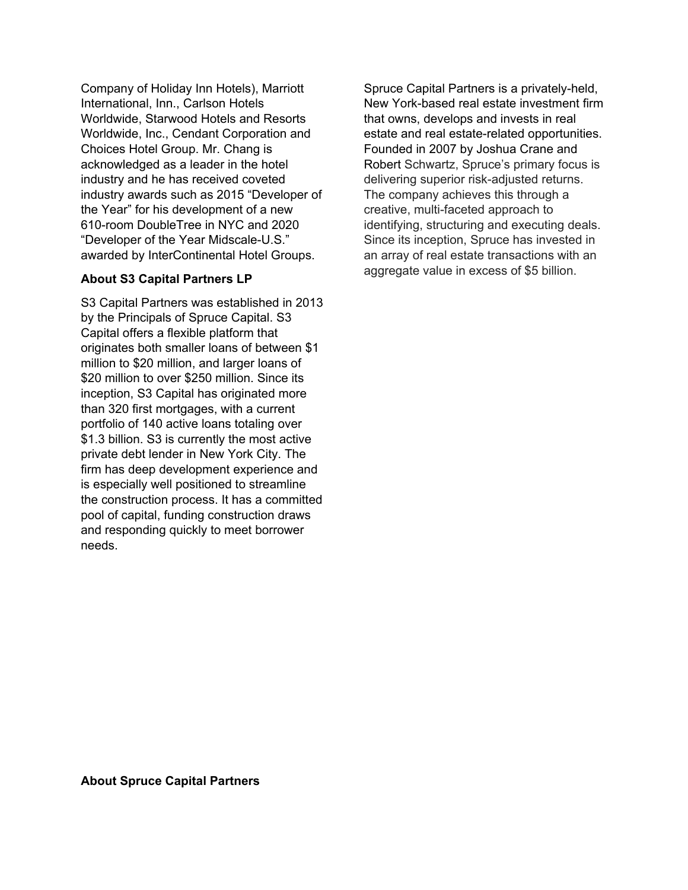Company of Holiday Inn Hotels), Marriott International, Inn., Carlson Hotels Worldwide, Starwood Hotels and Resorts Worldwide, Inc., Cendant Corporation and Choices Hotel Group. Mr. Chang is acknowledged as a leader in the hotel industry and he has received coveted industry awards such as 2015 "Developer of the Year" for his development of a new 610-room DoubleTree in NYC and 2020 "Developer of the Year Midscale-U.S." awarded by InterContinental Hotel Groups.

**About S3 Capital Partners LP**

S3 Capital Partners was established in 2013 by the Principals of Spruce Capital. S3 Capital offers a flexible platform that originates both smaller loans of between $1 million to $20 million, and larger loans of $20 million to over $250 million. Since its inception, S3 Capital has originated more than 320 first mortgages, with a current portfolio of 140 active loans totaling over $1.3 billion. S3 is currently the most active private debt lender in New York City. The firm has deep development experience and is especially well positioned to streamline the construction process. It has a committed pool of capital, funding construction draws and responding quickly to meet borrower needs.

**About Spruce Capital Partners**

Spruce Capital Partners is a privately-held, New York-based real estate investment firm that owns, develops and invests in real estate and real estate-related opportunities. Founded in 2007 by Joshua Crane and Robert Schwartz, Spruce's primary focus is delivering superior risk-adjusted returns. The company achieves this through a creative, multi-faceted approach to identifying, structuring and executing deals. Since its inception, Spruce has invested in an array of real estate transactions with an aggregate value in excess of $5 billion.